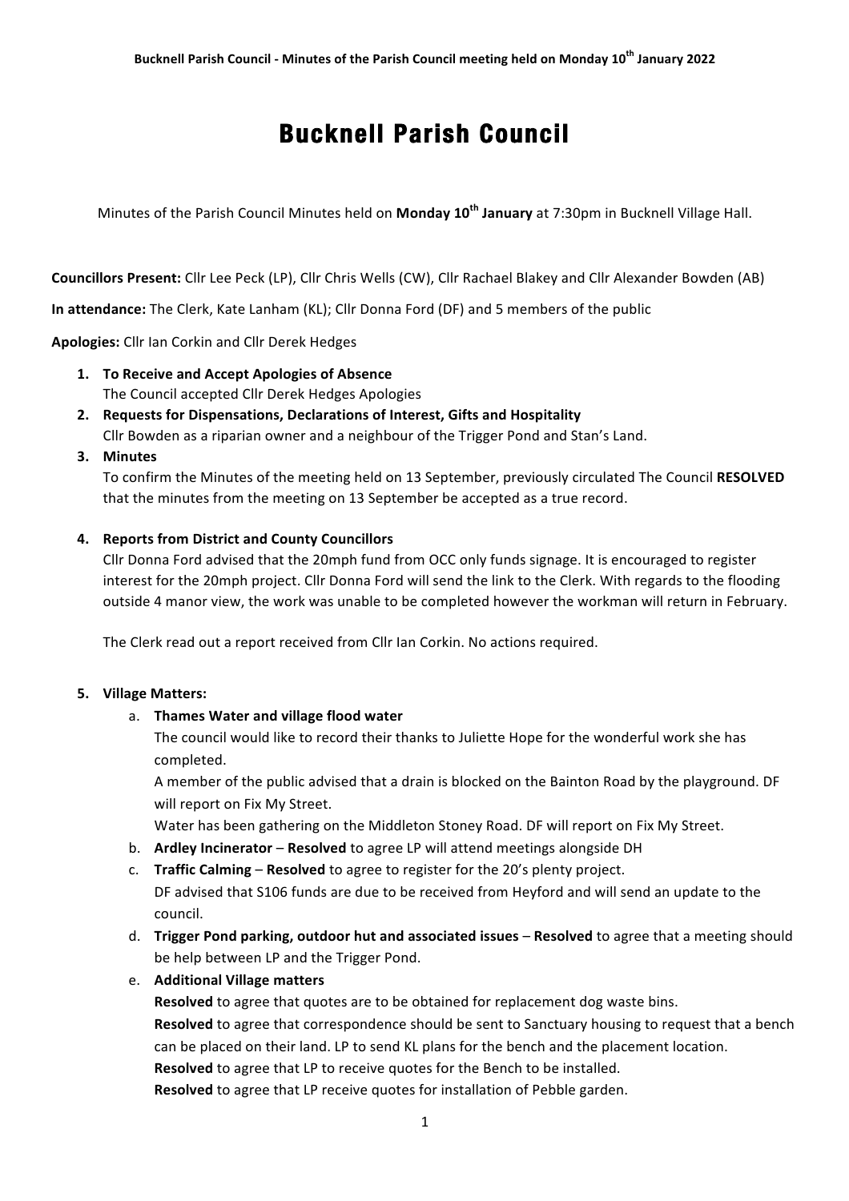# Bucknell Parish Council

Minutes of the Parish Council Minutes held on **Monday 10th January** at 7:30pm in Bucknell Village Hall.

**Councillors Present:** Cllr Lee Peck (LP), Cllr Chris Wells (CW), Cllr Rachael Blakey and Cllr Alexander Bowden (AB)

**In attendance:** The Clerk, Kate Lanham (KL); Cllr Donna Ford (DF) and 5 members of the public

**Apologies:** Cllr Ian Corkin and Cllr Derek Hedges

1. **To Receive and Accept Apologies of Absence**
   The Council accepted Cllr Derek Hedges Apologies
2. **Requests for Dispensations, Declarations of Interest, Gifts and Hospitality**
   Cllr Bowden as a riparian owner and a neighbour of the Trigger Pond and Stan's Land.
3. **Minutes**
   To confirm the Minutes of the meeting held on 13 September, previously circulated The Council **RESOLVED** that the minutes from the meeting on 13 September be accepted as a true record.

4. **Reports from District and County Councillors**
   Cllr Donna Ford advised that the 20mph fund from OCC only funds signage. It is encouraged to register interest for the 20mph project. Cllr Donna Ford will send the link to the Clerk. With regards to the flooding outside 4 manor view, the work was unable to be completed however the workman will return in February.

   The Clerk read out a report received from Cllr Ian Corkin. No actions required.

5. **Village Matters:**
   a. **Thames Water and village flood water**
      The council would like to record their thanks to Juliette Hope for the wonderful work she has completed.
      A member of the public advised that a drain is blocked on the Bainton Road by the playground. DF will report on Fix My Street.
      Water has been gathering on the Middleton Stoney Road. DF will report on Fix My Street.
   b. **Ardley Incinerator** – **Resolved** to agree LP will attend meetings alongside DH
   c. **Traffic Calming** – **Resolved** to agree to register for the 20's plenty project.
      DF advised that S106 funds are due to be received from Heyford and will send an update to the council.
   d. **Trigger Pond parking, outdoor hut and associated issues** – **Resolved** to agree that a meeting should be help between LP and the Trigger Pond.
   e. **Additional Village matters**
      **Resolved** to agree that quotes are to be obtained for replacement dog waste bins.
      **Resolved** to agree that correspondence should be sent to Sanctuary housing to request that a bench can be placed on their land. LP to send KL plans for the bench and the placement location.
      **Resolved** to agree that LP to receive quotes for the Bench to be installed.
      **Resolved** to agree that LP receive quotes for installation of Pebble garden.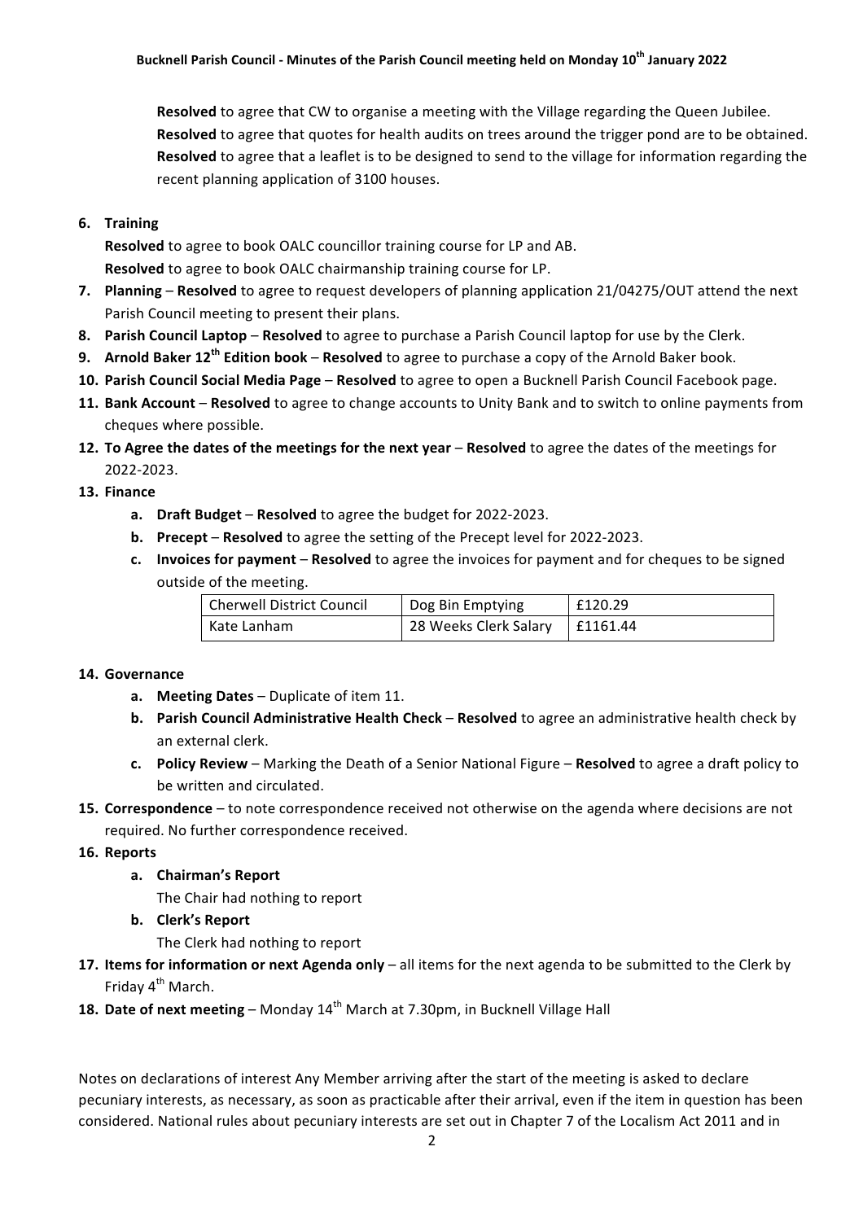**Resolved** to agree that CW to organise a meeting with the Village regarding the Queen Jubilee.
**Resolved** to agree that quotes for health audits on trees around the trigger pond are to be obtained.
**Resolved** to agree that a leaflet is to be designed to send to the village for information regarding the recent planning application of 3100 houses.

6. **Training**
   **Resolved** to agree to book OALC councillor training course for LP and AB.
   **Resolved** to agree to book OALC chairmanship training course for LP.
7. **Planning** – **Resolved** to agree to request developers of planning application 21/04275/OUT attend the next Parish Council meeting to present their plans.
8. **Parish Council Laptop** – **Resolved** to agree to purchase a Parish Council laptop for use by the Clerk.
9. **Arnold Baker 12th Edition book** – **Resolved** to agree to purchase a copy of the Arnold Baker book.
10. **Parish Council Social Media Page** – **Resolved** to agree to open a Bucknell Parish Council Facebook page.
11. **Bank Account** – **Resolved** to agree to change accounts to Unity Bank and to switch to online payments from cheques where possible.
12. **To Agree the dates of the meetings for the next year** – **Resolved** to agree the dates of the meetings for 2022-2023.
13. **Finance**
    a. **Draft Budget** – **Resolved** to agree the budget for 2022-2023.
    b. **Precept** – **Resolved** to agree the setting of the Precept level for 2022-2023.
    c. **Invoices for payment** – **Resolved** to agree the invoices for payment and for cheques to be signed outside of the meeting.

| Cherwell District Council | Dog Bin Emptying | £120.29 |
|---|---|---|
| Kate Lanham | 28 Weeks Clerk Salary | £1161.44 |

14. **Governance**
    a. **Meeting Dates** – Duplicate of item 11.
    b. **Parish Council Administrative Health Check** – **Resolved** to agree an administrative health check by an external clerk.
    c. **Policy Review** – Marking the Death of a Senior National Figure – **Resolved** to agree a draft policy to be written and circulated.
15. **Correspondence** – to note correspondence received not otherwise on the agenda where decisions are not required. No further correspondence received.
16. **Reports**
    a. **Chairman's Report**
       The Chair had nothing to report
    b. **Clerk's Report**
       The Clerk had nothing to report
17. **Items for information or next Agenda only** – all items for the next agenda to be submitted to the Clerk by Friday 4th March.
18. **Date of next meeting** – Monday 14th March at 7.30pm, in Bucknell Village Hall

Notes on declarations of interest Any Member arriving after the start of the meeting is asked to declare pecuniary interests, as necessary, as soon as practicable after their arrival, even if the item in question has been considered. National rules about pecuniary interests are set out in Chapter 7 of the Localism Act 2011 and in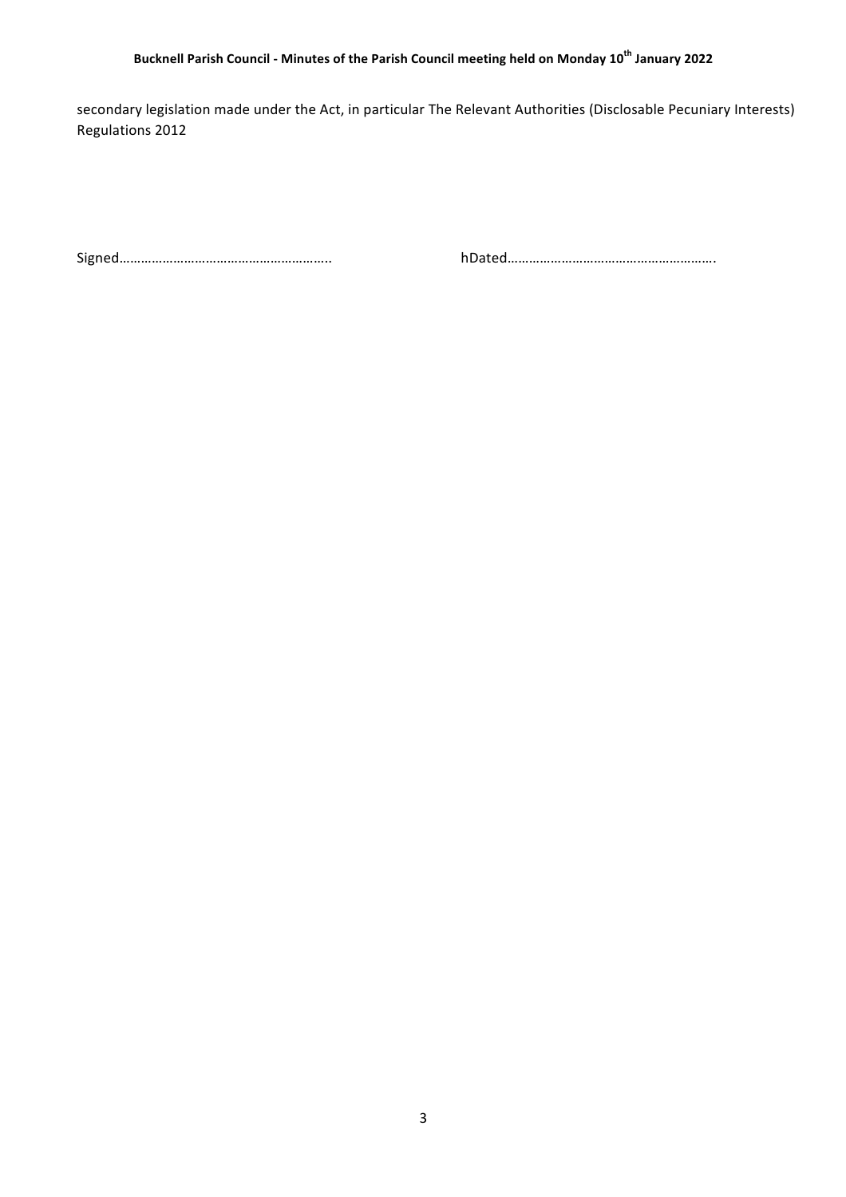secondary legislation made under the Act, in particular The Relevant Authorities (Disclosable Pecuniary Interests) Regulations 2012

Signed………………………………………………….. hDated………………………………………………….